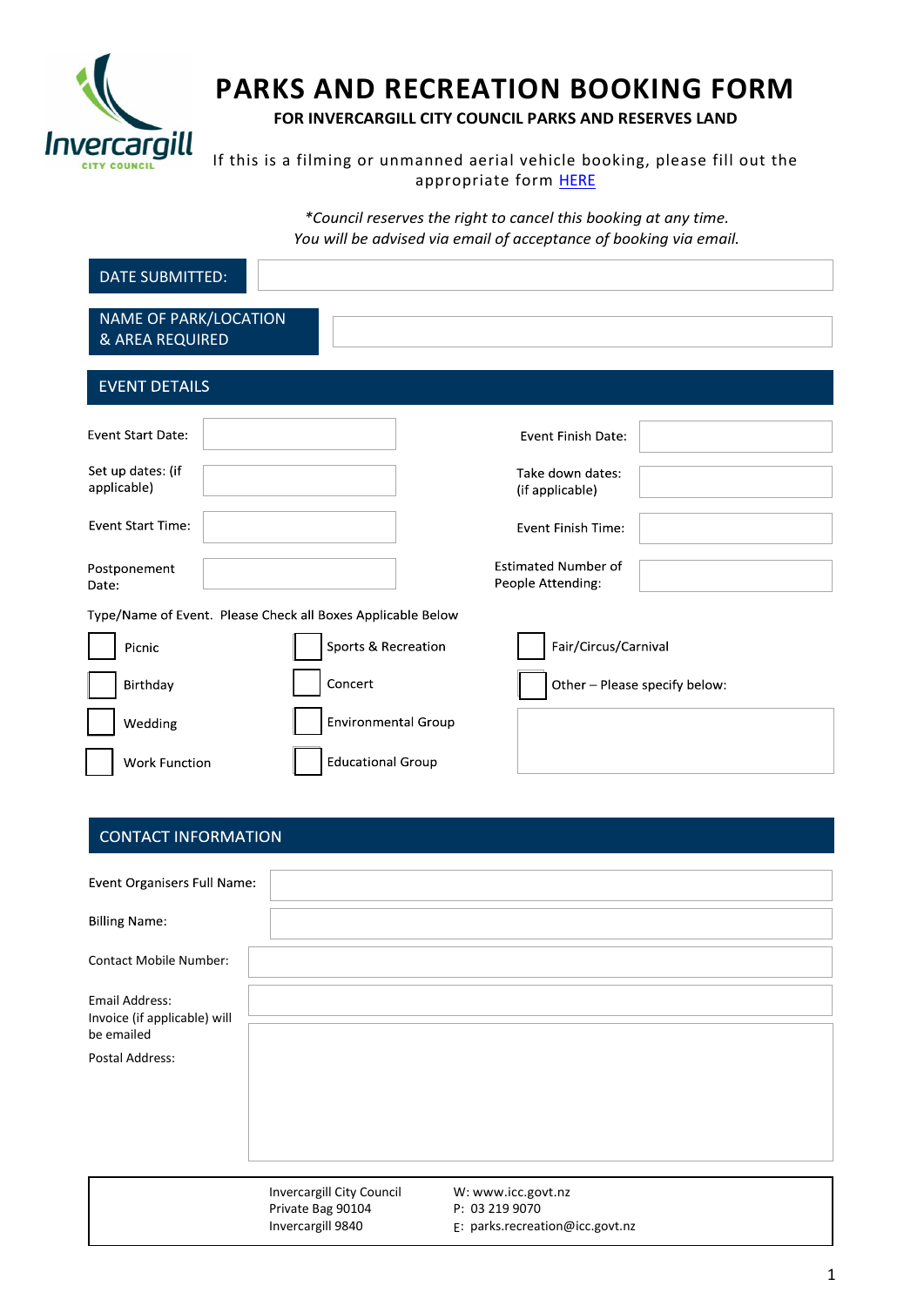# PARKS AND RECREATION BOOKING FORM

**FOR INVERCARGILL CITY COUNCIL PARKS AND RESERVES LAND**

If this is a filming or unmanned aerial vehicle booking, please fill out the appropriate form [HERE]

*\*Council reserves the right to cancel this booking at any time.*
*You will be advised via email of acceptance of booking via email.*

| DATE SUBMITTED: | |
|---|---|

| NAME OF PARK/LOCATION & AREA REQUIRED | |
|---|---|

## EVENT DETAILS

| | | | |
|---|---|---|---|
| Event Start Date: | | Event Finish Date: | |
| Set up dates: (if applicable) | | Take down dates: (if applicable) | |
| Event Start Time: | | Event Finish Time: | |
| Postponement Date: | | Estimated Number of People Attending: | |

Type/Name of Event. Please Check all Boxes Applicable Below

- [ ] Picnic
- [ ] Birthday
- [ ] Wedding
- [ ] Work Function
- [ ] Sports & Recreation
- [ ] Concert
- [ ] Environmental Group
- [ ] Educational Group
- [ ] Fair/Circus/Carnival
- [ ] Other – Please specify below:

## CONTACT INFORMATION

| | |
|---|---|
| Event Organisers Full Name: | |
| Billing Name: | |
| Contact Mobile Number: | |
| Email Address: Invoice (if applicable) will be emailed | |
| Postal Address: | |

Invercargill City Council
Private Bag 90104
Invercargill 9840

W: www.icc.govt.nz
P: 03 219 9070
E: parks.recreation@icc.govt.nz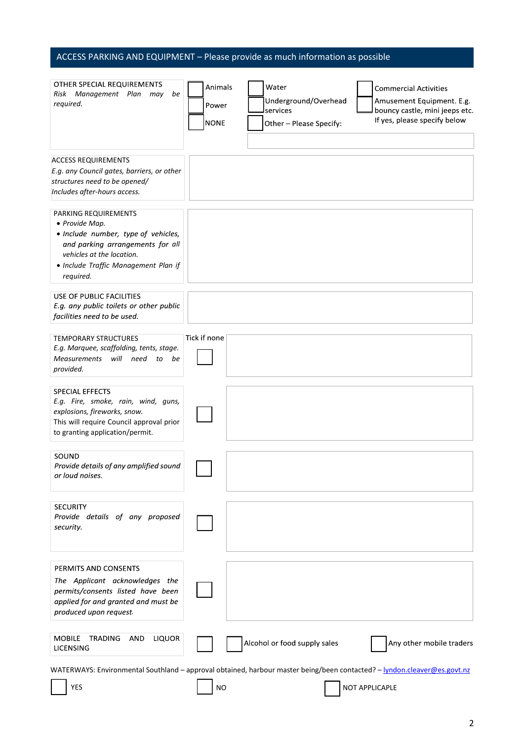## ACCESS PARKING AND EQUIPMENT – Please provide as much information as possible

| | |
|---|---|
| OTHER SPECIAL REQUIREMENTS<br>*Risk Management Plan may be required.* | ☐ Animals<br>☐ Power<br>☐ NONE<br>☐ Water<br>☐ Underground/Overhead services<br>☐ Other – Please Specify:<br>☐ Commercial Activities<br>☐ Amusement Equipment. E.g. bouncy castle, mini jeeps etc.<br>If yes, please specify below |
| ACCESS REQUIREMENTS<br>*E.g. any Council gates, barriers, or other structures need to be opened/ Includes after-hours access.* | |
| PARKING REQUIREMENTS<br>• *Provide Map.*<br>• *Include number, type of vehicles, and parking arrangements for all vehicles at the location.*<br>• *Include Traffic Management Plan if required.* | |
| USE OF PUBLIC FACILITIES<br>*E.g. any public toilets or other public facilities need to be used.* | |

| | Tick if none | |
|---|---|---|
| TEMPORARY STRUCTURES<br>*E.g. Marquee, scaffolding, tents, stage. Measurements will need to be provided.* | ☐ | |
| SPECIAL EFFECTS<br>*E.g. Fire, smoke, rain, wind, guns, explosions, fireworks, snow.*<br>This will require Council approval prior to granting application/permit. | ☐ | |
| SOUND<br>*Provide details of any amplified sound or loud noises.* | ☐ | |
| SECURITY<br>*Provide details of any proposed security.* | ☐ | |
| PERMITS AND CONSENTS<br>*The Applicant acknowledges the permits/consents listed have been applied for and granted and must be produced upon request.* | ☐ | |
| MOBILE TRADING AND LIQUOR LICENSING | ☐ | ☐ Alcohol or food supply sales ☐ Any other mobile traders |

WATERWAYS: Environmental Southland – approval obtained, harbour master being/been contacted? – lyndon.cleaver@es.govt.nz

☐ YES ☐ NO ☐ NOT APPLICAPLE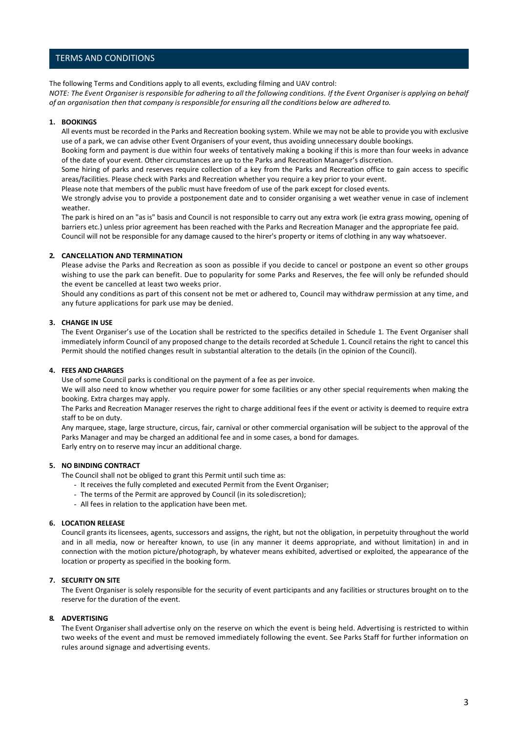## TERMS AND CONDITIONS

The following Terms and Conditions apply to all events, excluding filming and UAV control:

*NOTE: The Event Organiser is responsible for adhering to all the following conditions. If the Event Organiser is applying on behalf of an organisation then that company is responsible for ensuring all the conditions below are adhered to.*

### 1. BOOKINGS

All events must be recorded in the Parks and Recreation booking system. While we may not be able to provide you with exclusive use of a park, we can advise other Event Organisers of your event, thus avoiding unnecessary double bookings.

Booking form and payment is due within four weeks of tentatively making a booking if this is more than four weeks in advance of the date of your event. Other circumstances are up to the Parks and Recreation Manager's discretion.

Some hiring of parks and reserves require collection of a key from the Parks and Recreation office to gain access to specific areas/facilities. Please check with Parks and Recreation whether you require a key prior to your event.

Please note that members of the public must have freedom of use of the park except for closed events.

We strongly advise you to provide a postponement date and to consider organising a wet weather venue in case of inclement weather.

The park is hired on an "as is" basis and Council is not responsible to carry out any extra work (ie extra grass mowing, opening of barriers etc.) unless prior agreement has been reached with the Parks and Recreation Manager and the appropriate fee paid.

Council will not be responsible for any damage caused to the hirer's property or items of clothing in any way whatsoever.

### 2. CANCELLATION AND TERMINATION

Please advise the Parks and Recreation as soon as possible if you decide to cancel or postpone an event so other groups wishing to use the park can benefit. Due to popularity for some Parks and Reserves, the fee will only be refunded should the event be cancelled at least two weeks prior.

Should any conditions as part of this consent not be met or adhered to, Council may withdraw permission at any time, and any future applications for park use may be denied.

### 3. CHANGE IN USE

The Event Organiser's use of the Location shall be restricted to the specifics detailed in Schedule 1. The Event Organiser shall immediately inform Council of any proposed change to the details recorded at Schedule 1. Council retains the right to cancel this Permit should the notified changes result in substantial alteration to the details (in the opinion of the Council).

### 4. FEES AND CHARGES

Use of some Council parks is conditional on the payment of a fee as per invoice.

We will also need to know whether you require power for some facilities or any other special requirements when making the booking. Extra charges may apply.

The Parks and Recreation Manager reserves the right to charge additional fees if the event or activity is deemed to require extra staff to be on duty.

Any marquee, stage, large structure, circus, fair, carnival or other commercial organisation will be subject to the approval of the Parks Manager and may be charged an additional fee and in some cases, a bond for damages.

Early entry on to reserve may incur an additional charge.

### 5. NO BINDING CONTRACT

The Council shall not be obliged to grant this Permit until such time as:

- It receives the fully completed and executed Permit from the Event Organiser;
- The terms of the Permit are approved by Council (in its sole discretion);
- All fees in relation to the application have been met.

### 6. LOCATION RELEASE

Council grants its licensees, agents, successors and assigns, the right, but not the obligation, in perpetuity throughout the world and in all media, now or hereafter known, to use (in any manner it deems appropriate, and without limitation) in and in connection with the motion picture/photograph, by whatever means exhibited, advertised or exploited, the appearance of the location or property as specified in the booking form.

### 7. SECURITY ON SITE

The Event Organiser is solely responsible for the security of event participants and any facilities or structures brought on to the reserve for the duration of the event.

### 8. ADVERTISING

The Event Organiser shall advertise only on the reserve on which the event is being held. Advertising is restricted to within two weeks of the event and must be removed immediately following the event. See Parks Staff for further information on rules around signage and advertising events.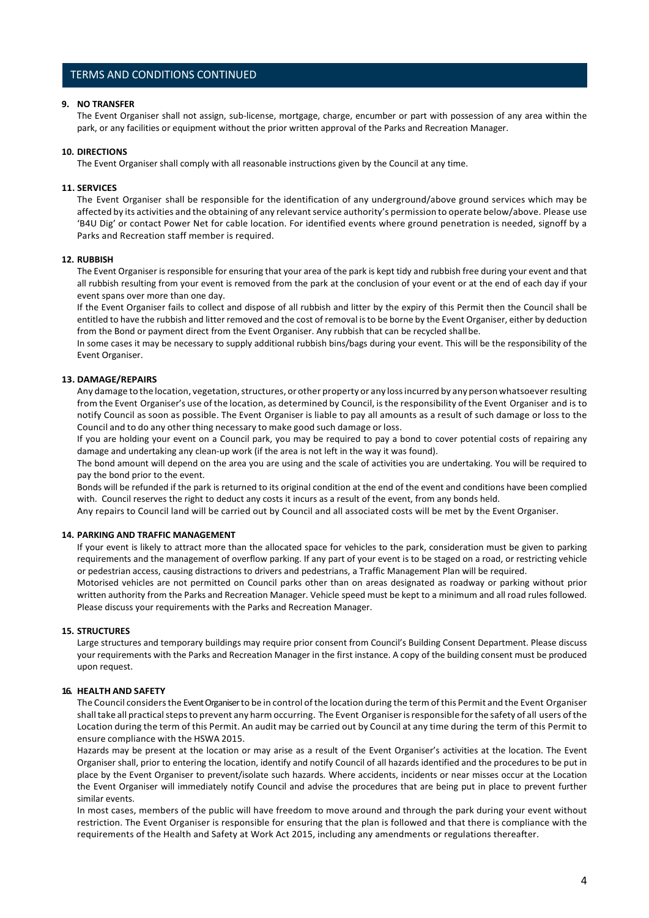## TERMS AND CONDITIONS CONTINUED

### 9. NO TRANSFER

The Event Organiser shall not assign, sub-license, mortgage, charge, encumber or part with possession of any area within the park, or any facilities or equipment without the prior written approval of the Parks and Recreation Manager.

### 10. DIRECTIONS

The Event Organiser shall comply with all reasonable instructions given by the Council at any time.

### 11. SERVICES

The Event Organiser shall be responsible for the identification of any underground/above ground services which may be affected by its activities and the obtaining of any relevant service authority's permission to operate below/above. Please use 'B4U Dig' or contact Power Net for cable location. For identified events where ground penetration is needed, signoff by a Parks and Recreation staff member is required.

### 12. RUBBISH

The Event Organiser is responsible for ensuring that your area of the park is kept tidy and rubbish free during your event and that all rubbish resulting from your event is removed from the park at the conclusion of your event or at the end of each day if your event spans over more than one day.

If the Event Organiser fails to collect and dispose of all rubbish and litter by the expiry of this Permit then the Council shall be entitled to have the rubbish and litter removed and the cost of removal is to be borne by the Event Organiser, either by deduction from the Bond or payment direct from the Event Organiser. Any rubbish that can be recycled shall be.

In some cases it may be necessary to supply additional rubbish bins/bags during your event. This will be the responsibility of the Event Organiser.

### 13. DAMAGE/REPAIRS

Any damage to the location, vegetation, structures, or other property or any loss incurred by any person whatsoever resulting from the Event Organiser's use of the location, as determined by Council, is the responsibility of the Event Organiser and is to notify Council as soon as possible. The Event Organiser is liable to pay all amounts as a result of such damage or loss to the Council and to do any other thing necessary to make good such damage or loss.

If you are holding your event on a Council park, you may be required to pay a bond to cover potential costs of repairing any damage and undertaking any clean-up work (if the area is not left in the way it was found).

The bond amount will depend on the area you are using and the scale of activities you are undertaking. You will be required to pay the bond prior to the event.

Bonds will be refunded if the park is returned to its original condition at the end of the event and conditions have been complied with. Council reserves the right to deduct any costs it incurs as a result of the event, from any bonds held.

Any repairs to Council land will be carried out by Council and all associated costs will be met by the Event Organiser.

### 14. PARKING AND TRAFFIC MANAGEMENT

If your event is likely to attract more than the allocated space for vehicles to the park, consideration must be given to parking requirements and the management of overflow parking. If any part of your event is to be staged on a road, or restricting vehicle or pedestrian access, causing distractions to drivers and pedestrians, a Traffic Management Plan will be required.

Motorised vehicles are not permitted on Council parks other than on areas designated as roadway or parking without prior written authority from the Parks and Recreation Manager. Vehicle speed must be kept to a minimum and all road rules followed. Please discuss your requirements with the Parks and Recreation Manager.

### 15. STRUCTURES

Large structures and temporary buildings may require prior consent from Council's Building Consent Department. Please discuss your requirements with the Parks and Recreation Manager in the first instance. A copy of the building consent must be produced upon request.

### 16. HEALTH AND SAFETY

The Council considers the Event Organiser to be in control of the location during the term of this Permit and the Event Organiser shall take all practical steps to prevent any harm occurring. The Event Organiser is responsible for the safety of all users of the Location during the term of this Permit. An audit may be carried out by Council at any time during the term of this Permit to ensure compliance with the HSWA 2015.

Hazards may be present at the location or may arise as a result of the Event Organiser's activities at the location. The Event Organiser shall, prior to entering the location, identify and notify Council of all hazards identified and the procedures to be put in place by the Event Organiser to prevent/isolate such hazards. Where accidents, incidents or near misses occur at the Location the Event Organiser will immediately notify Council and advise the procedures that are being put in place to prevent further similar events.

In most cases, members of the public will have freedom to move around and through the park during your event without restriction. The Event Organiser is responsible for ensuring that the plan is followed and that there is compliance with the requirements of the Health and Safety at Work Act 2015, including any amendments or regulations thereafter.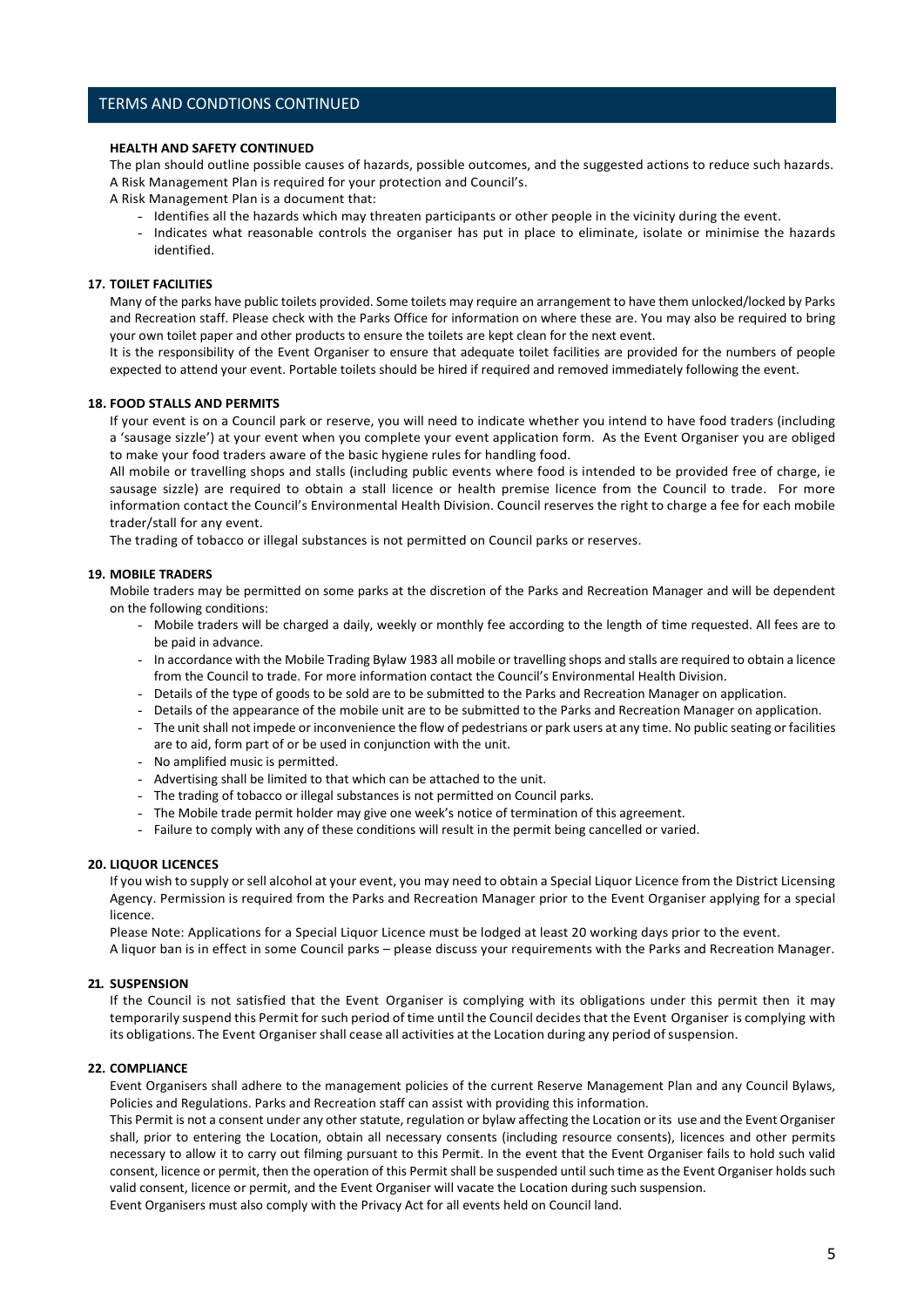## TERMS AND CONDTIONS CONTINUED

**HEALTH AND SAFETY CONTINUED**

The plan should outline possible causes of hazards, possible outcomes, and the suggested actions to reduce such hazards. A Risk Management Plan is required for your protection and Council's.

A Risk Management Plan is a document that:

- Identifies all the hazards which may threaten participants or other people in the vicinity during the event.
- Indicates what reasonable controls the organiser has put in place to eliminate, isolate or minimise the hazards identified.

**17. TOILET FACILITIES**

Many of the parks have public toilets provided. Some toilets may require an arrangement to have them unlocked/locked by Parks and Recreation staff. Please check with the Parks Office for information on where these are. You may also be required to bring your own toilet paper and other products to ensure the toilets are kept clean for the next event.

It is the responsibility of the Event Organiser to ensure that adequate toilet facilities are provided for the numbers of people expected to attend your event. Portable toilets should be hired if required and removed immediately following the event.

**18. FOOD STALLS AND PERMITS**

If your event is on a Council park or reserve, you will need to indicate whether you intend to have food traders (including a 'sausage sizzle') at your event when you complete your event application form. As the Event Organiser you are obliged to make your food traders aware of the basic hygiene rules for handling food.

All mobile or travelling shops and stalls (including public events where food is intended to be provided free of charge, ie sausage sizzle) are required to obtain a stall licence or health premise licence from the Council to trade. For more information contact the Council's Environmental Health Division. Council reserves the right to charge a fee for each mobile trader/stall for any event.

The trading of tobacco or illegal substances is not permitted on Council parks or reserves.

**19. MOBILE TRADERS**

Mobile traders may be permitted on some parks at the discretion of the Parks and Recreation Manager and will be dependent on the following conditions:

- Mobile traders will be charged a daily, weekly or monthly fee according to the length of time requested. All fees are to be paid in advance.
- In accordance with the Mobile Trading Bylaw 1983 all mobile or travelling shops and stalls are required to obtain a licence from the Council to trade. For more information contact the Council's Environmental Health Division.
- Details of the type of goods to be sold are to be submitted to the Parks and Recreation Manager on application.
- Details of the appearance of the mobile unit are to be submitted to the Parks and Recreation Manager on application.
- The unit shall not impede or inconvenience the flow of pedestrians or park users at any time. No public seating or facilities are to aid, form part of or be used in conjunction with the unit.
- No amplified music is permitted.
- Advertising shall be limited to that which can be attached to the unit.
- The trading of tobacco or illegal substances is not permitted on Council parks.
- The Mobile trade permit holder may give one week's notice of termination of this agreement.
- Failure to comply with any of these conditions will result in the permit being cancelled or varied.

**20. LIQUOR LICENCES**

If you wish to supply or sell alcohol at your event, you may need to obtain a Special Liquor Licence from the District Licensing Agency. Permission is required from the Parks and Recreation Manager prior to the Event Organiser applying for a special licence.

Please Note: Applications for a Special Liquor Licence must be lodged at least 20 working days prior to the event.

A liquor ban is in effect in some Council parks – please discuss your requirements with the Parks and Recreation Manager.

**21. SUSPENSION**

If the Council is not satisfied that the Event Organiser is complying with its obligations under this permit then it may temporarily suspend this Permit for such period of time until the Council decides that the Event Organiser is complying with its obligations. The Event Organiser shall cease all activities at the Location during any period of suspension.

**22. COMPLIANCE**

Event Organisers shall adhere to the management policies of the current Reserve Management Plan and any Council Bylaws, Policies and Regulations. Parks and Recreation staff can assist with providing this information.

This Permit is not a consent under any other statute, regulation or bylaw affecting the Location or its use and the Event Organiser shall, prior to entering the Location, obtain all necessary consents (including resource consents), licences and other permits necessary to allow it to carry out filming pursuant to this Permit. In the event that the Event Organiser fails to hold such valid consent, licence or permit, then the operation of this Permit shall be suspended until such time as the Event Organiser holds such valid consent, licence or permit, and the Event Organiser will vacate the Location during such suspension.

Event Organisers must also comply with the Privacy Act for all events held on Council land.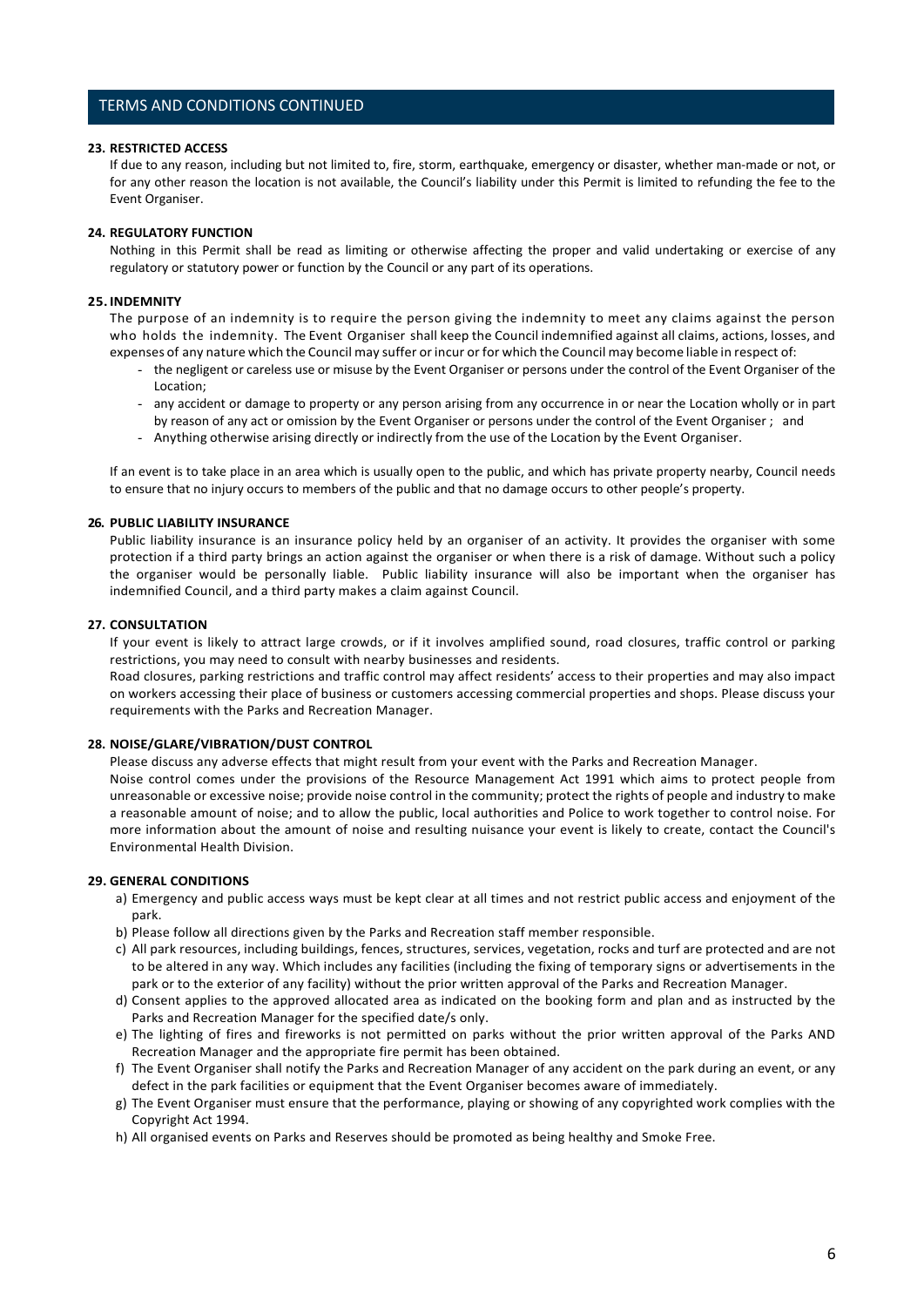## TERMS AND CONDITIONS CONTINUED

**23. RESTRICTED ACCESS**

If due to any reason, including but not limited to, fire, storm, earthquake, emergency or disaster, whether man-made or not, or for any other reason the location is not available, the Council's liability under this Permit is limited to refunding the fee to the Event Organiser.

**24. REGULATORY FUNCTION**

Nothing in this Permit shall be read as limiting or otherwise affecting the proper and valid undertaking or exercise of any regulatory or statutory power or function by the Council or any part of its operations.

**25. INDEMNITY**

The purpose of an indemnity is to require the person giving the indemnity to meet any claims against the person who holds the indemnity. The Event Organiser shall keep the Council indemnified against all claims, actions, losses, and expenses of any nature which the Council may suffer or incur or for which the Council may become liable in respect of:

- the negligent or careless use or misuse by the Event Organiser or persons under the control of the Event Organiser of the Location;
- any accident or damage to property or any person arising from any occurrence in or near the Location wholly or in part by reason of any act or omission by the Event Organiser or persons under the control of the Event Organiser ; and
- Anything otherwise arising directly or indirectly from the use of the Location by the Event Organiser.

If an event is to take place in an area which is usually open to the public, and which has private property nearby, Council needs to ensure that no injury occurs to members of the public and that no damage occurs to other people's property.

**26. PUBLIC LIABILITY INSURANCE**

Public liability insurance is an insurance policy held by an organiser of an activity. It provides the organiser with some protection if a third party brings an action against the organiser or when there is a risk of damage. Without such a policy the organiser would be personally liable. Public liability insurance will also be important when the organiser has indemnified Council, and a third party makes a claim against Council.

**27. CONSULTATION**

If your event is likely to attract large crowds, or if it involves amplified sound, road closures, traffic control or parking restrictions, you may need to consult with nearby businesses and residents.

Road closures, parking restrictions and traffic control may affect residents' access to their properties and may also impact on workers accessing their place of business or customers accessing commercial properties and shops. Please discuss your requirements with the Parks and Recreation Manager.

**28. NOISE/GLARE/VIBRATION/DUST CONTROL**

Please discuss any adverse effects that might result from your event with the Parks and Recreation Manager.

Noise control comes under the provisions of the Resource Management Act 1991 which aims to protect people from unreasonable or excessive noise; provide noise control in the community; protect the rights of people and industry to make a reasonable amount of noise; and to allow the public, local authorities and Police to work together to control noise. For more information about the amount of noise and resulting nuisance your event is likely to create, contact the Council's Environmental Health Division.

**29. GENERAL CONDITIONS**

a) Emergency and public access ways must be kept clear at all times and not restrict public access and enjoyment of the park.
b) Please follow all directions given by the Parks and Recreation staff member responsible.
c) All park resources, including buildings, fences, structures, services, vegetation, rocks and turf are protected and are not to be altered in any way. Which includes any facilities (including the fixing of temporary signs or advertisements in the park or to the exterior of any facility) without the prior written approval of the Parks and Recreation Manager.
d) Consent applies to the approved allocated area as indicated on the booking form and plan and as instructed by the Parks and Recreation Manager for the specified date/s only.
e) The lighting of fires and fireworks is not permitted on parks without the prior written approval of the Parks AND Recreation Manager and the appropriate fire permit has been obtained.
f) The Event Organiser shall notify the Parks and Recreation Manager of any accident on the park during an event, or any defect in the park facilities or equipment that the Event Organiser becomes aware of immediately.
g) The Event Organiser must ensure that the performance, playing or showing of any copyrighted work complies with the Copyright Act 1994.
h) All organised events on Parks and Reserves should be promoted as being healthy and Smoke Free.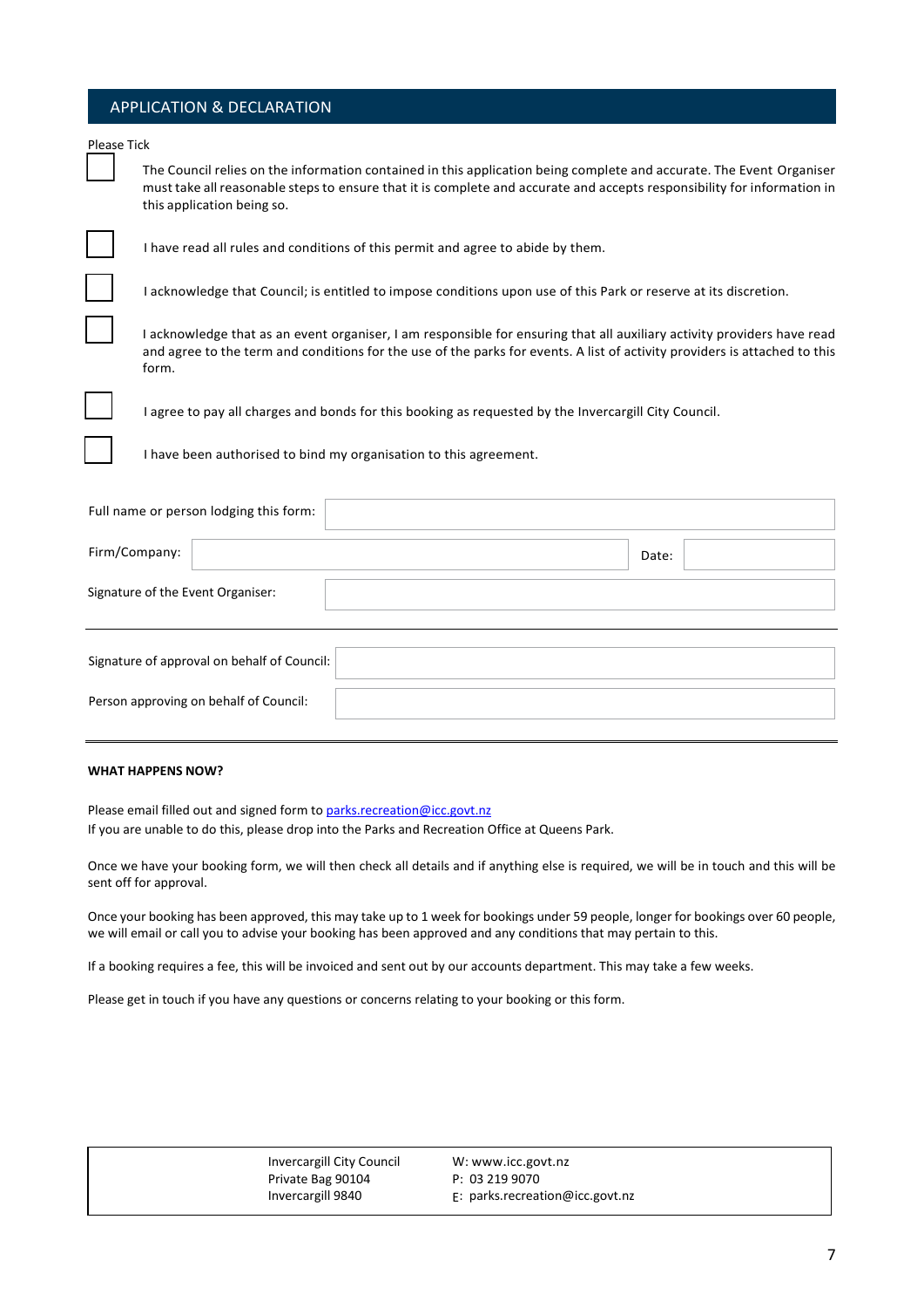## APPLICATION & DECLARATION

Please Tick

- [ ] The Council relies on the information contained in this application being complete and accurate. The Event Organiser must take all reasonable steps to ensure that it is complete and accurate and accepts responsibility for information in this application being so.
- [ ] I have read all rules and conditions of this permit and agree to abide by them.
- [ ] I acknowledge that Council; is entitled to impose conditions upon use of this Park or reserve at its discretion.
- [ ] I acknowledge that as an event organiser, I am responsible for ensuring that all auxiliary activity providers have read and agree to the term and conditions for the use of the parks for events. A list of activity providers is attached to this form.
- [ ] I agree to pay all charges and bonds for this booking as requested by the Invercargill City Council.
- [ ] I have been authorised to bind my organisation to this agreement.

Full name or person lodging this form:

Firm/Company: Date:

Signature of the Event Organiser:

---

Signature of approval on behalf of Council:

Person approving on behalf of Council:

---

**WHAT HAPPENS NOW?**

Please email filled out and signed form to parks.recreation@icc.govt.nz
If you are unable to do this, please drop into the Parks and Recreation Office at Queens Park.

Once we have your booking form, we will then check all details and if anything else is required, we will be in touch and this will be sent off for approval.

Once your booking has been approved, this may take up to 1 week for bookings under 59 people, longer for bookings over 60 people, we will email or call you to advise your booking has been approved and any conditions that may pertain to this.

If a booking requires a fee, this will be invoiced and sent out by our accounts department. This may take a few weeks.

Please get in touch if you have any questions or concerns relating to your booking or this form.

Invercargill City Council
Private Bag 90104
Invercargill 9840

W: www.icc.govt.nz
P: 03 219 9070
E: parks.recreation@icc.govt.nz